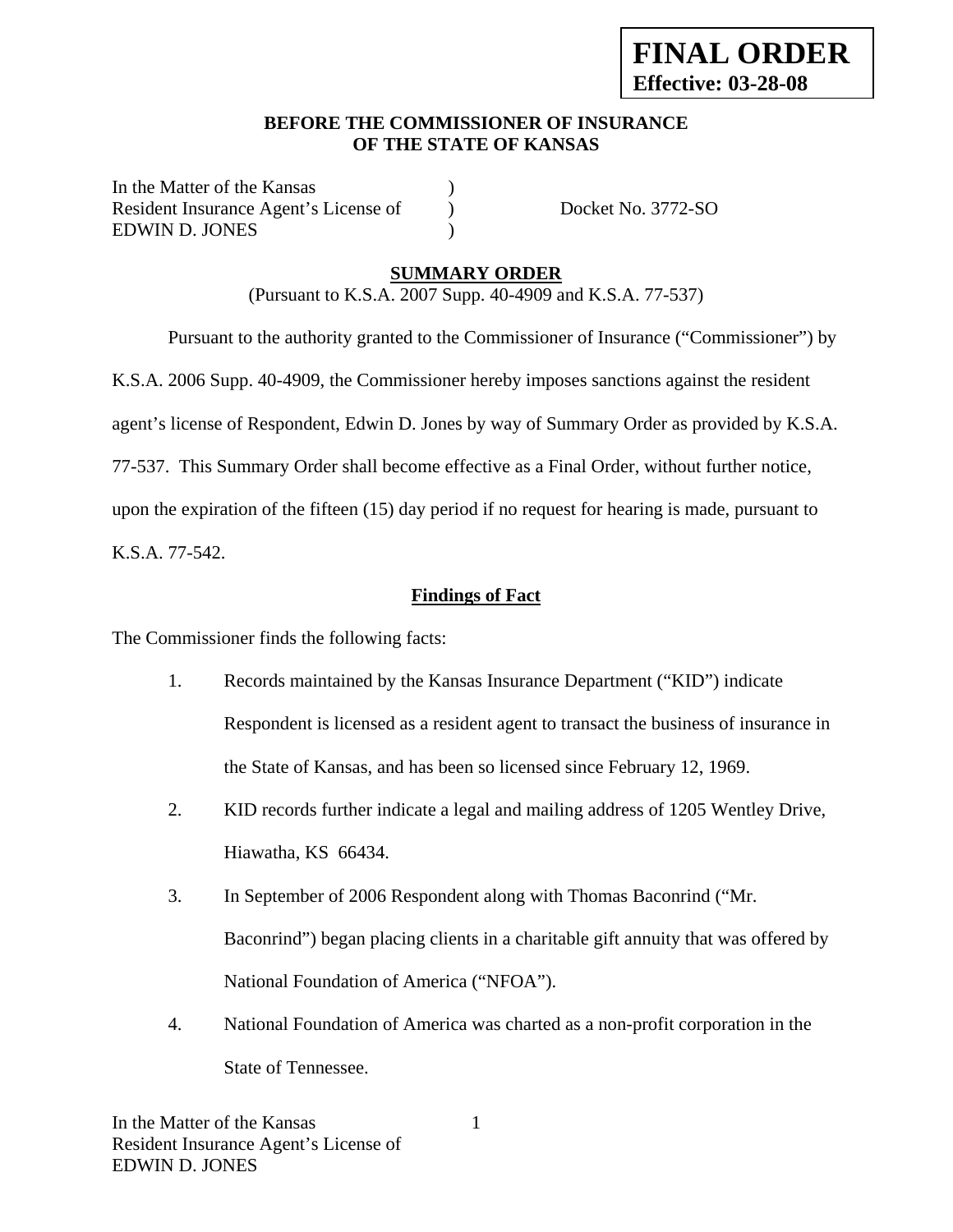**FINAL ORDER**
**Effective: 03-28-08**

**BEFORE THE COMMISSIONER OF INSURANCE**
**OF THE STATE OF KANSAS**

In the Matter of the Kansas )
Resident Insurance Agent's License of ) Docket No. 3772-SO
EDWIN D. JONES )

**SUMMARY ORDER**
(Pursuant to K.S.A. 2007 Supp. 40-4909 and K.S.A. 77-537)

Pursuant to the authority granted to the Commissioner of Insurance ("Commissioner") by K.S.A. 2006 Supp. 40-4909, the Commissioner hereby imposes sanctions against the resident agent's license of Respondent, Edwin D. Jones by way of Summary Order as provided by K.S.A. 77-537. This Summary Order shall become effective as a Final Order, without further notice, upon the expiration of the fifteen (15) day period if no request for hearing is made, pursuant to K.S.A. 77-542.

**Findings of Fact**

The Commissioner finds the following facts:

1. Records maintained by the Kansas Insurance Department ("KID") indicate Respondent is licensed as a resident agent to transact the business of insurance in the State of Kansas, and has been so licensed since February 12, 1969.
2. KID records further indicate a legal and mailing address of 1205 Wentley Drive, Hiawatha, KS 66434.
3. In September of 2006 Respondent along with Thomas Baconrind ("Mr. Baconrind") began placing clients in a charitable gift annuity that was offered by National Foundation of America ("NFOA").
4. National Foundation of America was charted as a non-profit corporation in the State of Tennessee.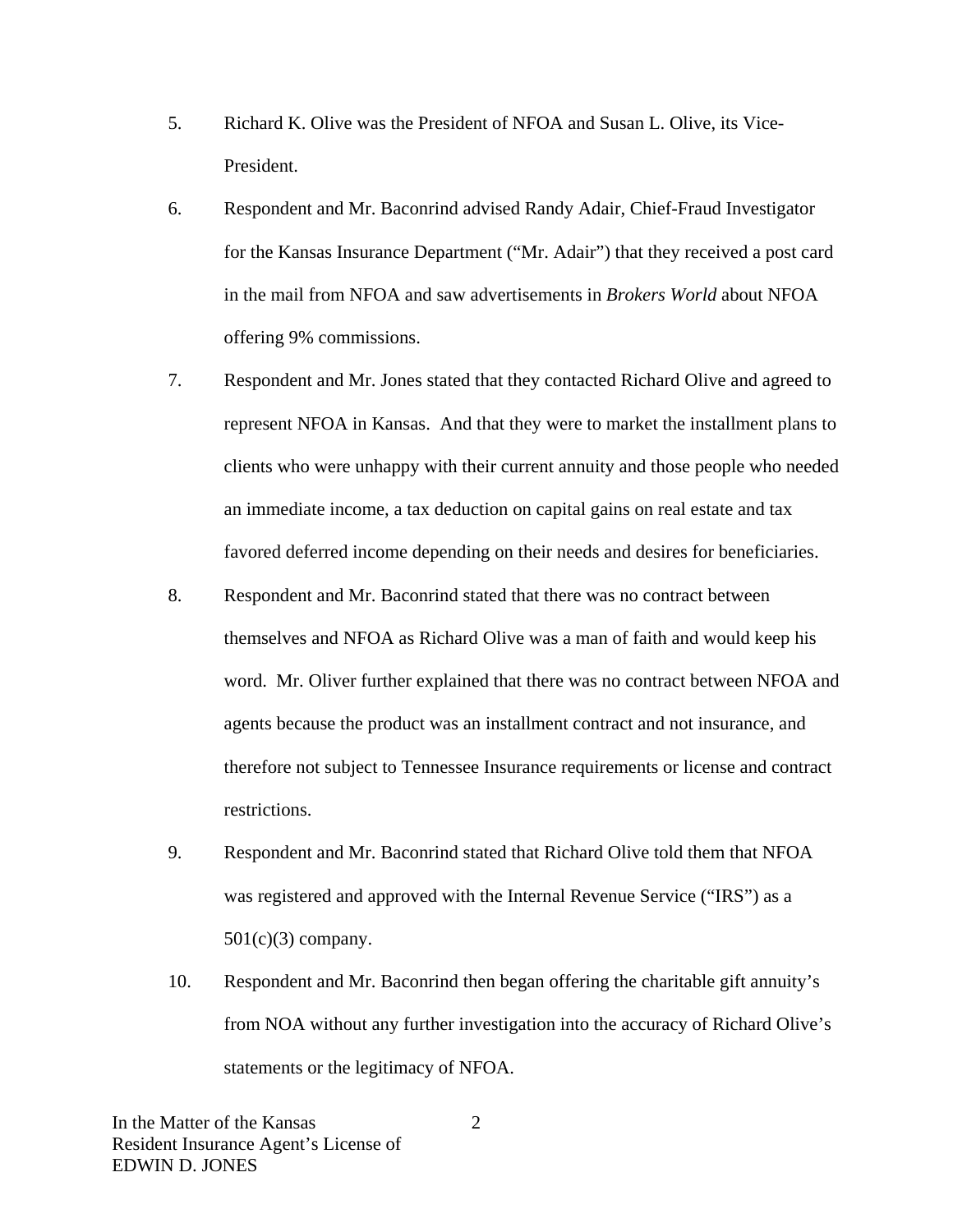5. Richard K. Olive was the President of NFOA and Susan L. Olive, its Vice-President.

6. Respondent and Mr. Baconrind advised Randy Adair, Chief-Fraud Investigator for the Kansas Insurance Department ("Mr. Adair") that they received a post card in the mail from NFOA and saw advertisements in *Brokers World* about NFOA offering 9% commissions.

7. Respondent and Mr. Jones stated that they contacted Richard Olive and agreed to represent NFOA in Kansas. And that they were to market the installment plans to clients who were unhappy with their current annuity and those people who needed an immediate income, a tax deduction on capital gains on real estate and tax favored deferred income depending on their needs and desires for beneficiaries.

8. Respondent and Mr. Baconrind stated that there was no contract between themselves and NFOA as Richard Olive was a man of faith and would keep his word. Mr. Oliver further explained that there was no contract between NFOA and agents because the product was an installment contract and not insurance, and therefore not subject to Tennessee Insurance requirements or license and contract restrictions.

9. Respondent and Mr. Baconrind stated that Richard Olive told them that NFOA was registered and approved with the Internal Revenue Service ("IRS") as a 501(c)(3) company.

10. Respondent and Mr. Baconrind then began offering the charitable gift annuity's from NOA without any further investigation into the accuracy of Richard Olive's statements or the legitimacy of NFOA.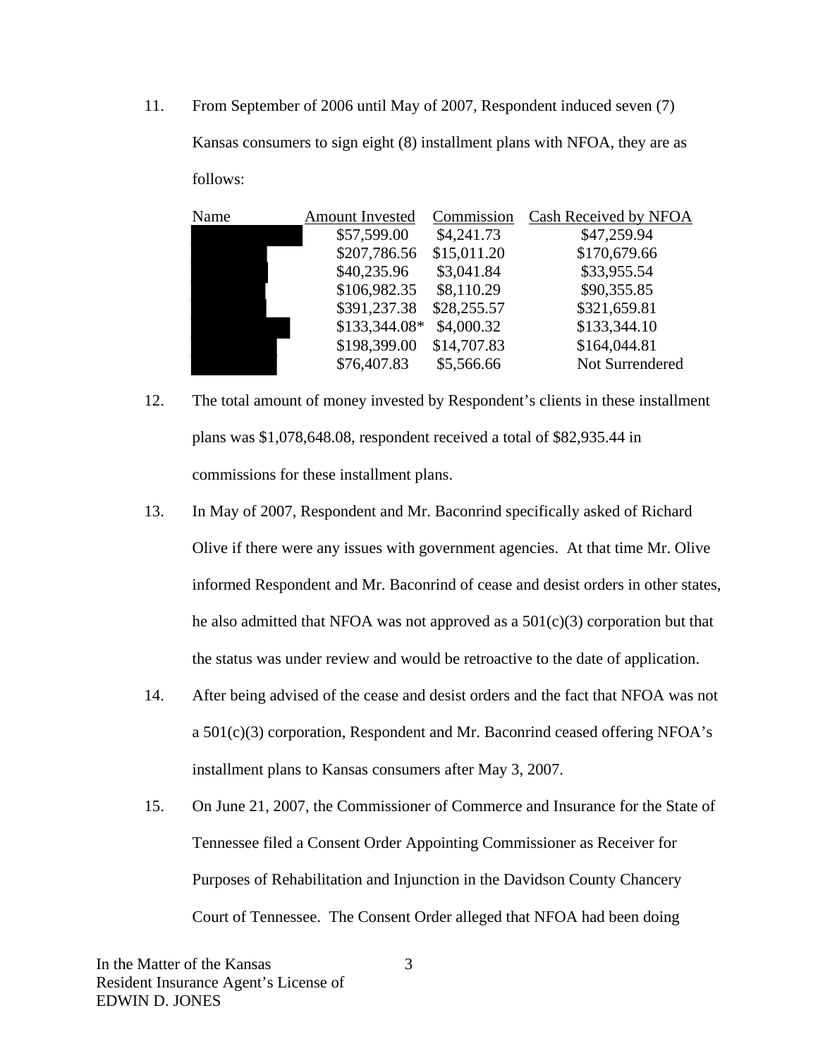11. From September of 2006 until May of 2007, Respondent induced seven (7) Kansas consumers to sign eight (8) installment plans with NFOA, they are as follows:

| Name | Amount Invested | Commission | Cash Received by NFOA |
|---|---|---|---|
| | $57,599.00 | $4,241.73 | $47,259.94 |
| | $207,786.56 | $15,011.20 | $170,679.66 |
| | $40,235.96 | $3,041.84 | $33,955.54 |
| | $106,982.35 | $8,110.29 | $90,355.85 |
| | $391,237.38 | $28,255.57 | $321,659.81 |
| | $133,344.08* | $4,000.32 | $133,344.10 |
| | $198,399.00 | $14,707.83 | $164,044.81 |
| | $76,407.83 | $5,566.66 | Not Surrendered |

12. The total amount of money invested by Respondent's clients in these installment plans was $1,078,648.08, respondent received a total of $82,935.44 in commissions for these installment plans.

13. In May of 2007, Respondent and Mr. Baconrind specifically asked of Richard Olive if there were any issues with government agencies. At that time Mr. Olive informed Respondent and Mr. Baconrind of cease and desist orders in other states, he also admitted that NFOA was not approved as a 501(c)(3) corporation but that the status was under review and would be retroactive to the date of application.

14. After being advised of the cease and desist orders and the fact that NFOA was not a 501(c)(3) corporation, Respondent and Mr. Baconrind ceased offering NFOA's installment plans to Kansas consumers after May 3, 2007.

15. On June 21, 2007, the Commissioner of Commerce and Insurance for the State of Tennessee filed a Consent Order Appointing Commissioner as Receiver for Purposes of Rehabilitation and Injunction in the Davidson County Chancery Court of Tennessee. The Consent Order alleged that NFOA had been doing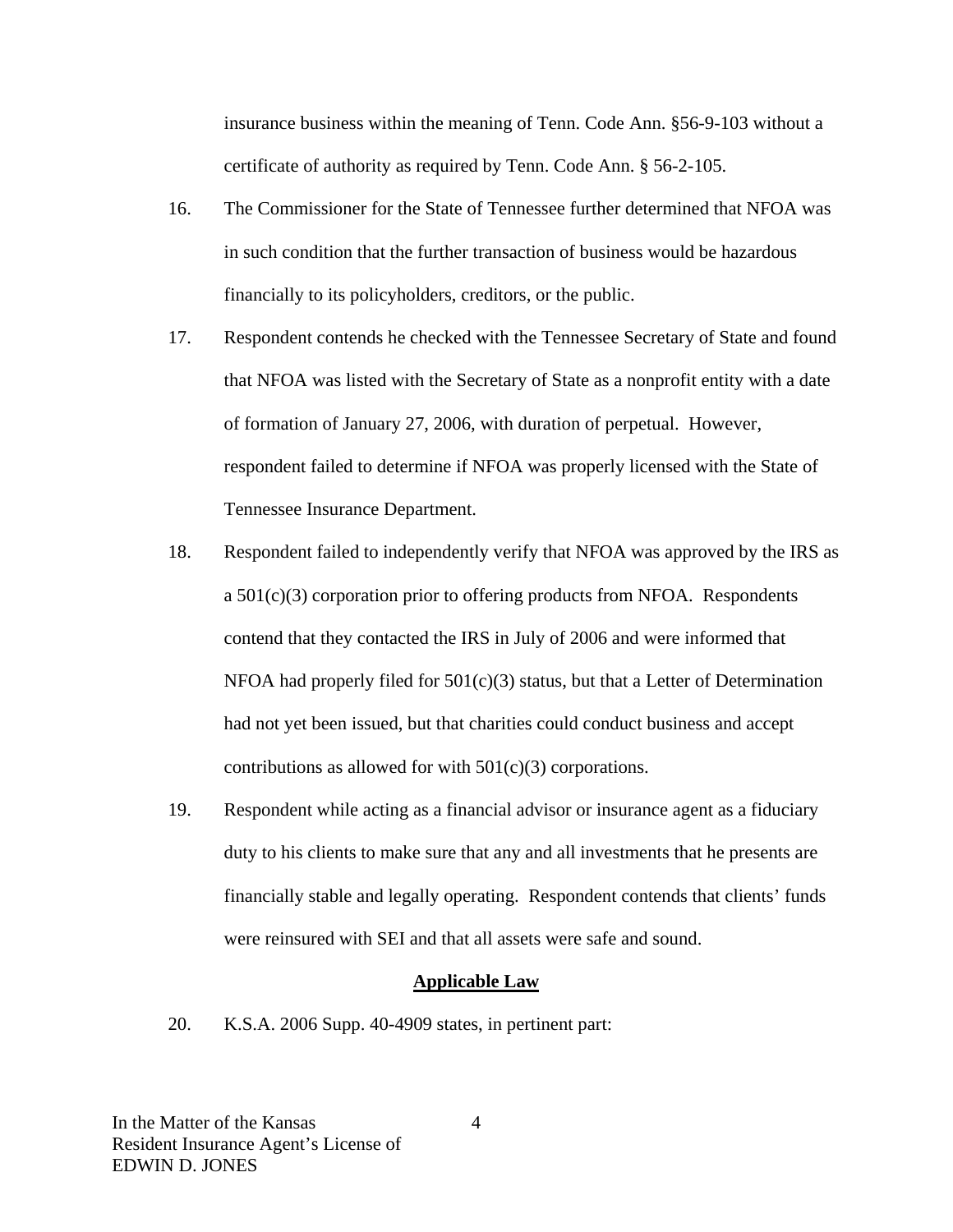insurance business within the meaning of Tenn. Code Ann. §56-9-103 without a certificate of authority as required by Tenn. Code Ann. § 56-2-105.

16. The Commissioner for the State of Tennessee further determined that NFOA was in such condition that the further transaction of business would be hazardous financially to its policyholders, creditors, or the public.

17. Respondent contends he checked with the Tennessee Secretary of State and found that NFOA was listed with the Secretary of State as a nonprofit entity with a date of formation of January 27, 2006, with duration of perpetual. However, respondent failed to determine if NFOA was properly licensed with the State of Tennessee Insurance Department.

18. Respondent failed to independently verify that NFOA was approved by the IRS as a 501(c)(3) corporation prior to offering products from NFOA. Respondents contend that they contacted the IRS in July of 2006 and were informed that NFOA had properly filed for 501(c)(3) status, but that a Letter of Determination had not yet been issued, but that charities could conduct business and accept contributions as allowed for with 501(c)(3) corporations.

19. Respondent while acting as a financial advisor or insurance agent as a fiduciary duty to his clients to make sure that any and all investments that he presents are financially stable and legally operating. Respondent contends that clients' funds were reinsured with SEI and that all assets were safe and sound.

## Applicable Law

20. K.S.A. 2006 Supp. 40-4909 states, in pertinent part: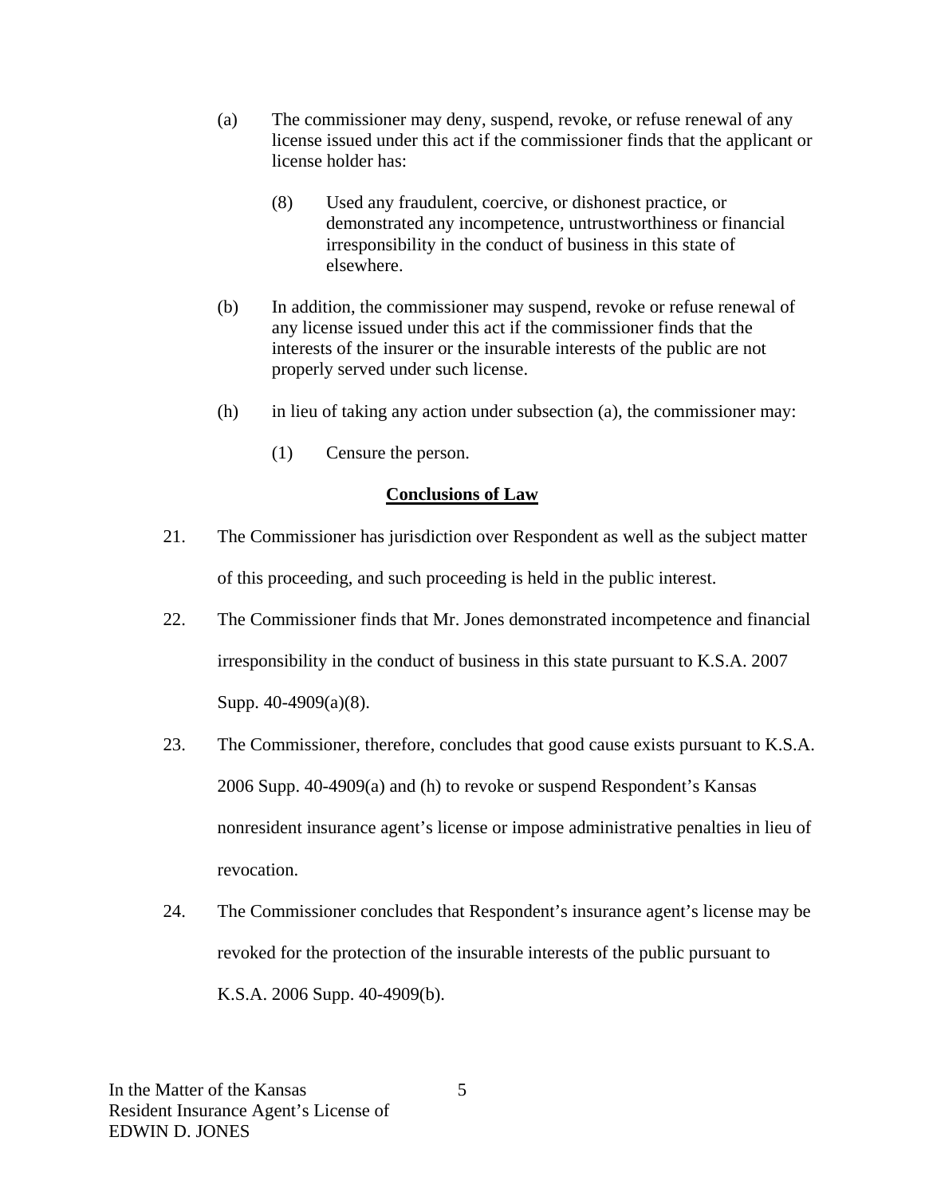(a) The commissioner may deny, suspend, revoke, or refuse renewal of any license issued under this act if the commissioner finds that the applicant or license holder has:

(8) Used any fraudulent, coercive, or dishonest practice, or demonstrated any incompetence, untrustworthiness or financial irresponsibility in the conduct of business in this state of elsewhere.

(b) In addition, the commissioner may suspend, revoke or refuse renewal of any license issued under this act if the commissioner finds that the interests of the insurer or the insurable interests of the public are not properly served under such license.

(h) in lieu of taking any action under subsection (a), the commissioner may:

(1) Censure the person.

## Conclusions of Law

21. The Commissioner has jurisdiction over Respondent as well as the subject matter of this proceeding, and such proceeding is held in the public interest.

22. The Commissioner finds that Mr. Jones demonstrated incompetence and financial irresponsibility in the conduct of business in this state pursuant to K.S.A. 2007 Supp. 40-4909(a)(8).

23. The Commissioner, therefore, concludes that good cause exists pursuant to K.S.A. 2006 Supp. 40-4909(a) and (h) to revoke or suspend Respondent's Kansas nonresident insurance agent's license or impose administrative penalties in lieu of revocation.

24. The Commissioner concludes that Respondent's insurance agent's license may be revoked for the protection of the insurable interests of the public pursuant to K.S.A. 2006 Supp. 40-4909(b).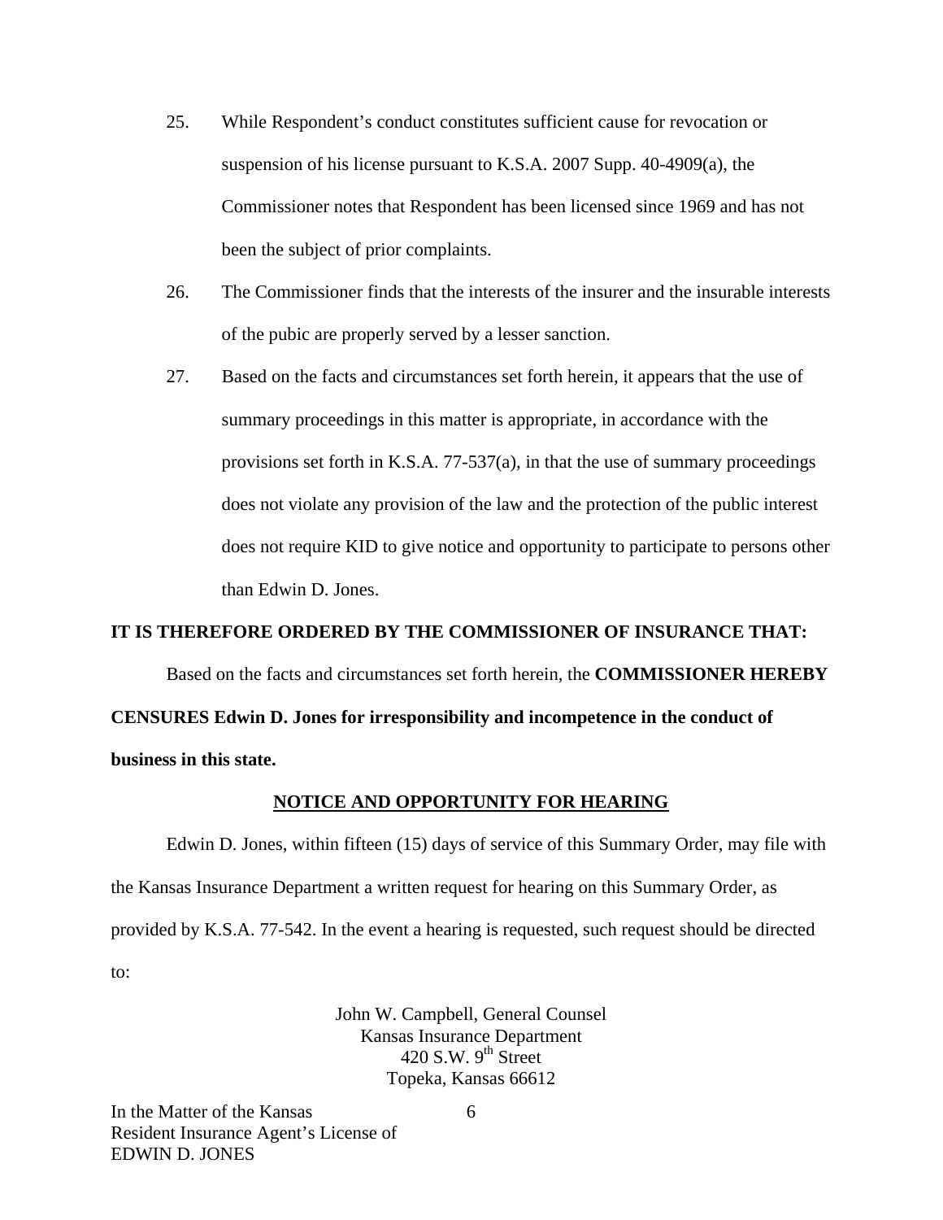25. While Respondent's conduct constitutes sufficient cause for revocation or suspension of his license pursuant to K.S.A. 2007 Supp. 40-4909(a), the Commissioner notes that Respondent has been licensed since 1969 and has not been the subject of prior complaints.

26. The Commissioner finds that the interests of the insurer and the insurable interests of the pubic are properly served by a lesser sanction.

27. Based on the facts and circumstances set forth herein, it appears that the use of summary proceedings in this matter is appropriate, in accordance with the provisions set forth in K.S.A. 77-537(a), in that the use of summary proceedings does not violate any provision of the law and the protection of the public interest does not require KID to give notice and opportunity to participate to persons other than Edwin D. Jones.

**IT IS THEREFORE ORDERED BY THE COMMISSIONER OF INSURANCE THAT:**

Based on the facts and circumstances set forth herein, the **COMMISSIONER HEREBY CENSURES Edwin D. Jones for irresponsibility and incompetence in the conduct of business in this state.**

## NOTICE AND OPPORTUNITY FOR HEARING

Edwin D. Jones, within fifteen (15) days of service of this Summary Order, may file with the Kansas Insurance Department a written request for hearing on this Summary Order, as provided by K.S.A. 77-542. In the event a hearing is requested, such request should be directed to:

John W. Campbell, General Counsel
Kansas Insurance Department
420 S.W. 9th Street
Topeka, Kansas 66612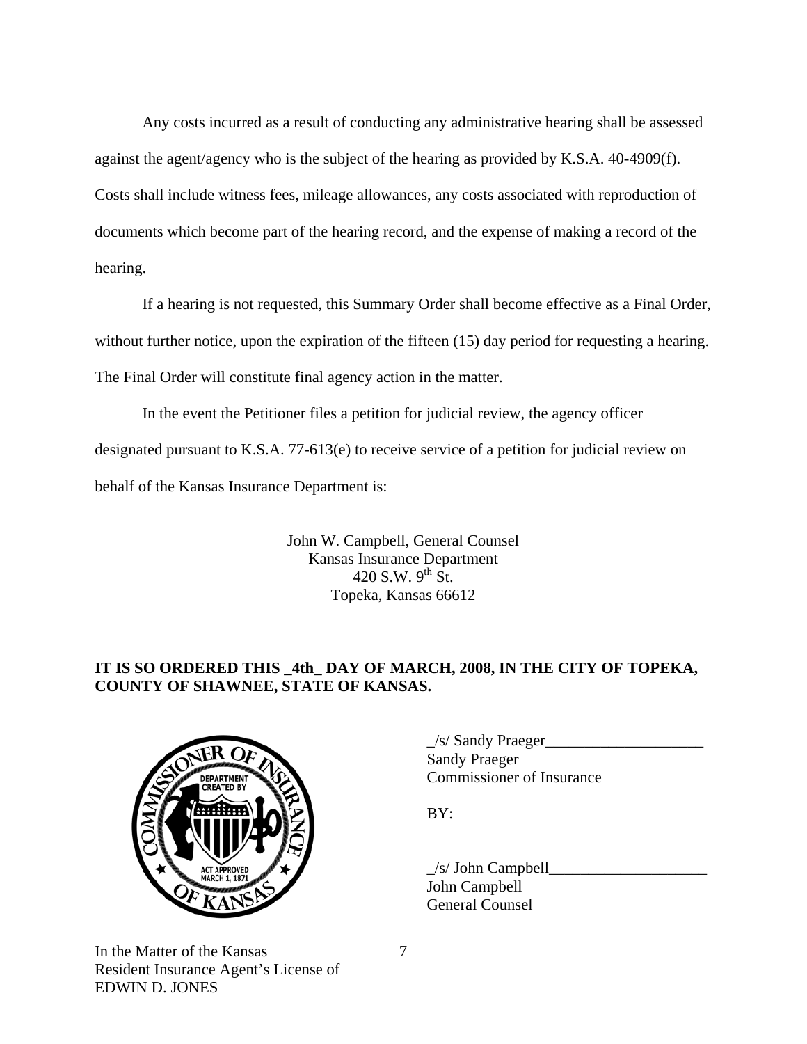Any costs incurred as a result of conducting any administrative hearing shall be assessed against the agent/agency who is the subject of the hearing as provided by K.S.A. 40-4909(f). Costs shall include witness fees, mileage allowances, any costs associated with reproduction of documents which become part of the hearing record, and the expense of making a record of the hearing.

If a hearing is not requested, this Summary Order shall become effective as a Final Order, without further notice, upon the expiration of the fifteen (15) day period for requesting a hearing. The Final Order will constitute final agency action in the matter.

In the event the Petitioner files a petition for judicial review, the agency officer designated pursuant to K.S.A. 77-613(e) to receive service of a petition for judicial review on behalf of the Kansas Insurance Department is:

John W. Campbell, General Counsel
Kansas Insurance Department
420 S.W. 9th St.
Topeka, Kansas 66612

**IT IS SO ORDERED THIS _4th_ DAY OF MARCH, 2008, IN THE CITY OF TOPEKA, COUNTY OF SHAWNEE, STATE OF KANSAS.**

_/s/ Sandy Praeger____________________
Sandy Praeger
Commissioner of Insurance

BY:

_/s/ John Campbell____________________
John Campbell
General Counsel

In the Matter of the Kansas
Resident Insurance Agent's License of
EDWIN D. JONES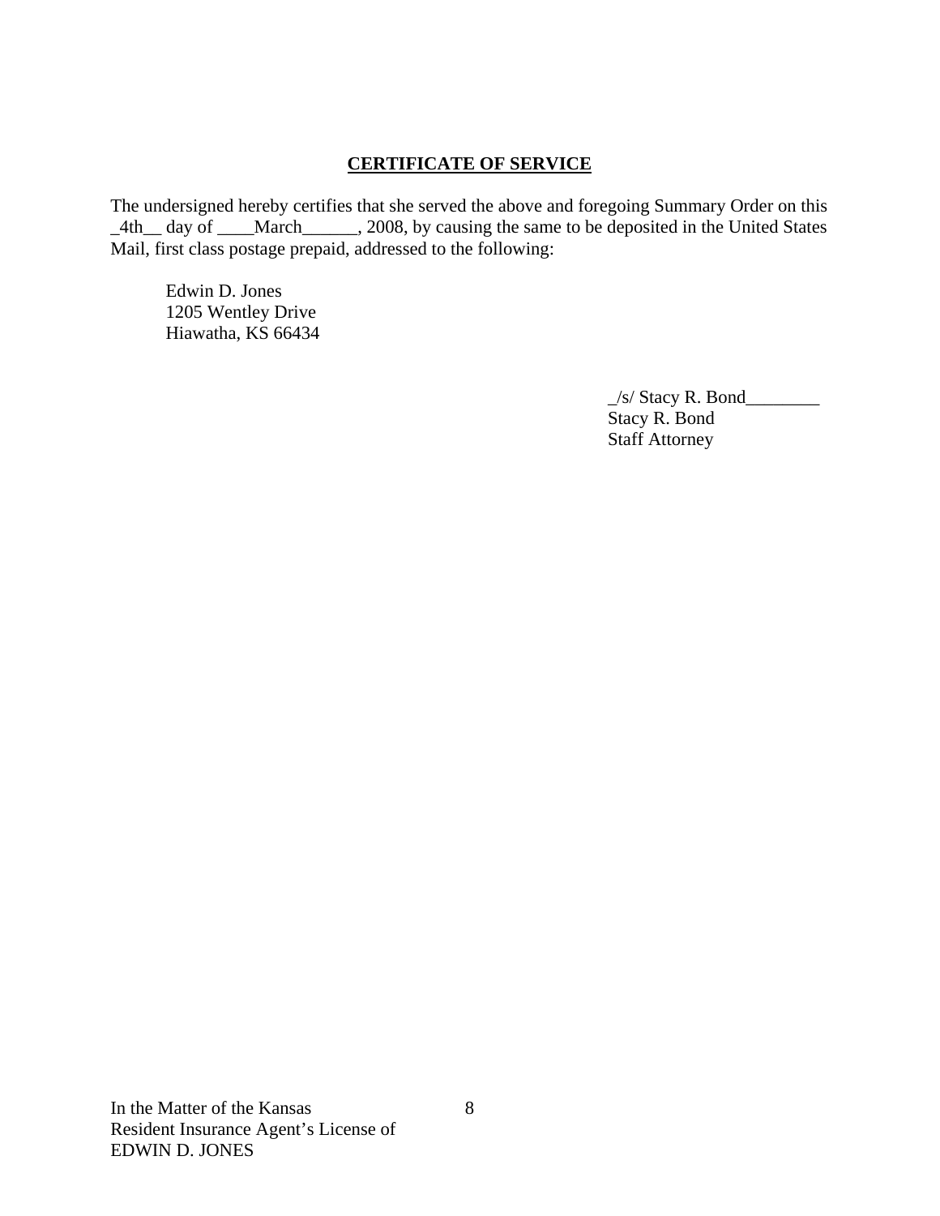**CERTIFICATE OF SERVICE**

The undersigned hereby certifies that she served the above and foregoing Summary Order on this _4th__ day of ____March______, 2008, by causing the same to be deposited in the United States Mail, first class postage prepaid, addressed to the following:

Edwin D. Jones  
1205 Wentley Drive  
Hiawatha, KS 66434

_/s/ Stacy R. Bond________  
Stacy R. Bond  
Staff Attorney